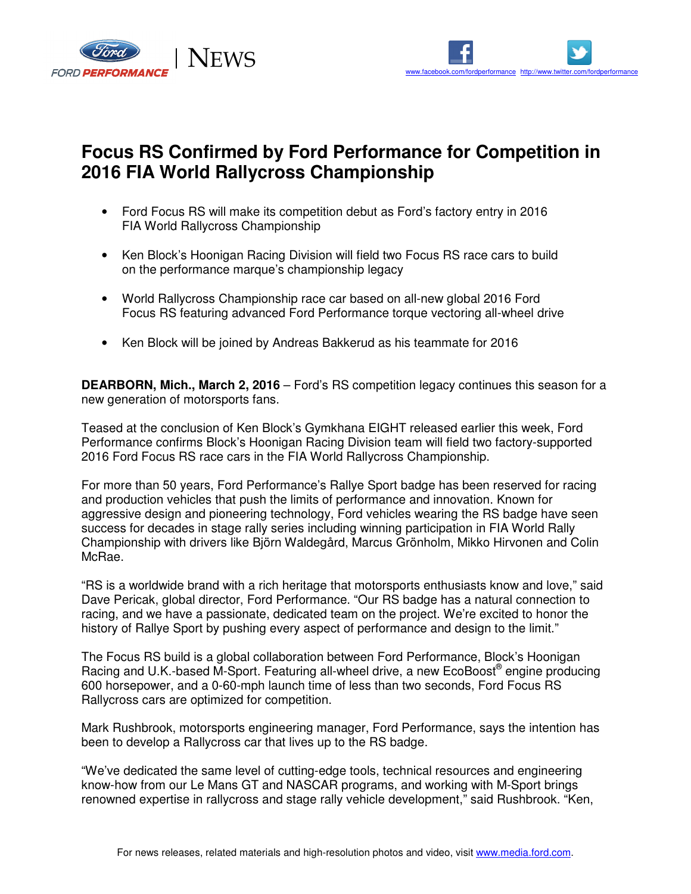FORD PERFORMANCE | NEWS

www.facebook.com/fordperformance http://www.twitter.com/fordperformance

# Focus RS Confirmed by Ford Performance for Competition in 2016 FIA World Rallycross Championship

- Ford Focus RS will make its competition debut as Ford's factory entry in 2016 FIA World Rallycross Championship
- Ken Block's Hoonigan Racing Division will field two Focus RS race cars to build on the performance marque's championship legacy
- World Rallycross Championship race car based on all-new global 2016 Ford Focus RS featuring advanced Ford Performance torque vectoring all-wheel drive
- Ken Block will be joined by Andreas Bakkerud as his teammate for 2016

**DEARBORN, Mich., March 2, 2016** – Ford's RS competition legacy continues this season for a new generation of motorsports fans.

Teased at the conclusion of Ken Block's Gymkhana EIGHT released earlier this week, Ford Performance confirms Block's Hoonigan Racing Division team will field two factory-supported 2016 Ford Focus RS race cars in the FIA World Rallycross Championship.

For more than 50 years, Ford Performance's Rallye Sport badge has been reserved for racing and production vehicles that push the limits of performance and innovation. Known for aggressive design and pioneering technology, Ford vehicles wearing the RS badge have seen success for decades in stage rally series including winning participation in FIA World Rally Championship with drivers like Björn Waldegård, Marcus Grönholm, Mikko Hirvonen and Colin McRae.

"RS is a worldwide brand with a rich heritage that motorsports enthusiasts know and love," said Dave Pericak, global director, Ford Performance. "Our RS badge has a natural connection to racing, and we have a passionate, dedicated team on the project. We're excited to honor the history of Rallye Sport by pushing every aspect of performance and design to the limit."

The Focus RS build is a global collaboration between Ford Performance, Block's Hoonigan Racing and U.K.-based M-Sport. Featuring all-wheel drive, a new EcoBoost® engine producing 600 horsepower, and a 0-60-mph launch time of less than two seconds, Ford Focus RS Rallycross cars are optimized for competition.

Mark Rushbrook, motorsports engineering manager, Ford Performance, says the intention has been to develop a Rallycross car that lives up to the RS badge.

"We've dedicated the same level of cutting-edge tools, technical resources and engineering know-how from our Le Mans GT and NASCAR programs, and working with M-Sport brings renowned expertise in rallycross and stage rally vehicle development," said Rushbrook. "Ken,

For news releases, related materials and high-resolution photos and video, visit www.media.ford.com.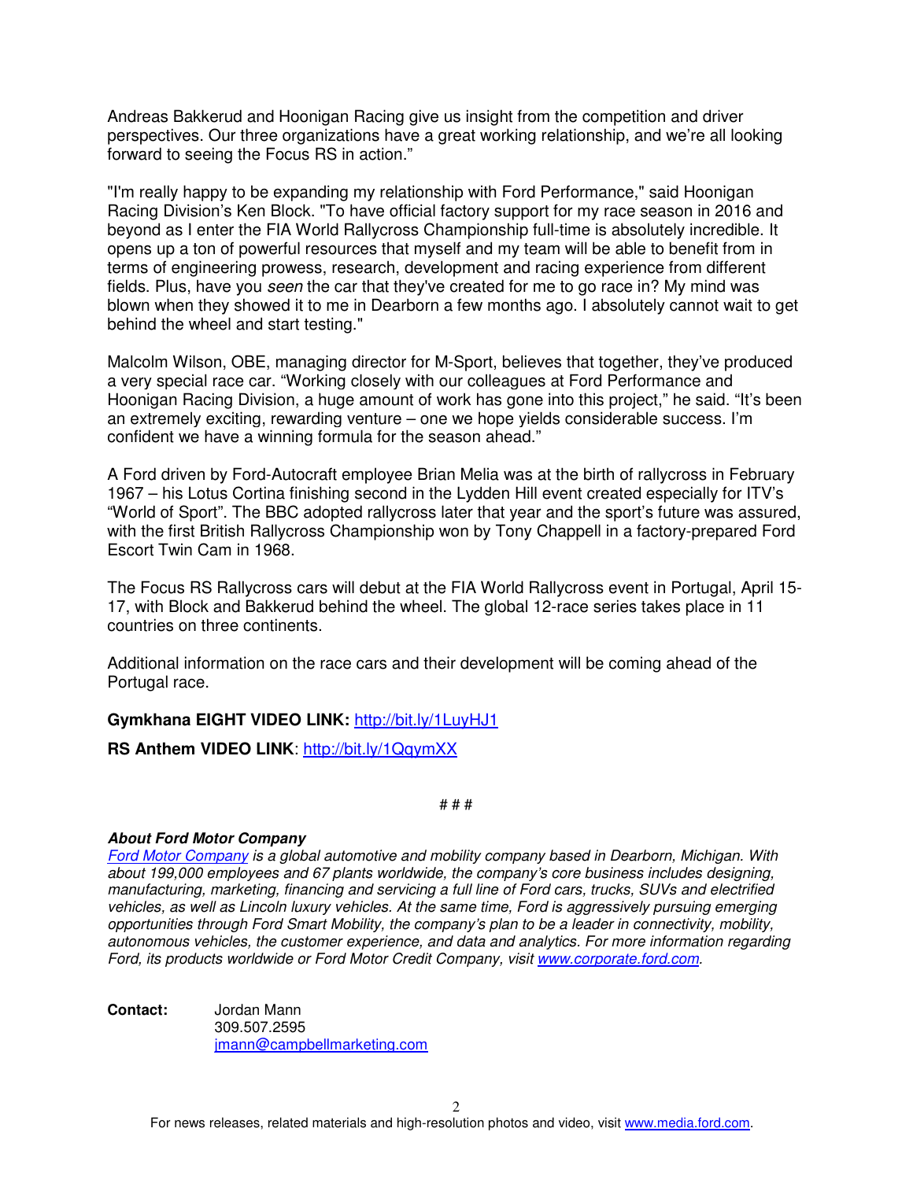Andreas Bakkerud and Hoonigan Racing give us insight from the competition and driver perspectives. Our three organizations have a great working relationship, and we're all looking forward to seeing the Focus RS in action."

"I'm really happy to be expanding my relationship with Ford Performance," said Hoonigan Racing Division's Ken Block. "To have official factory support for my race season in 2016 and beyond as I enter the FIA World Rallycross Championship full-time is absolutely incredible. It opens up a ton of powerful resources that myself and my team will be able to benefit from in terms of engineering prowess, research, development and racing experience from different fields. Plus, have you *seen* the car that they've created for me to go race in? My mind was blown when they showed it to me in Dearborn a few months ago. I absolutely cannot wait to get behind the wheel and start testing."

Malcolm Wilson, OBE, managing director for M-Sport, believes that together, they've produced a very special race car. "Working closely with our colleagues at Ford Performance and Hoonigan Racing Division, a huge amount of work has gone into this project," he said. "It's been an extremely exciting, rewarding venture – one we hope yields considerable success. I'm confident we have a winning formula for the season ahead."

A Ford driven by Ford-Autocraft employee Brian Melia was at the birth of rallycross in February 1967 – his Lotus Cortina finishing second in the Lydden Hill event created especially for ITV's "World of Sport". The BBC adopted rallycross later that year and the sport's future was assured, with the first British Rallycross Championship won by Tony Chappell in a factory-prepared Ford Escort Twin Cam in 1968.

The Focus RS Rallycross cars will debut at the FIA World Rallycross event in Portugal, April 15-17, with Block and Bakkerud behind the wheel. The global 12-race series takes place in 11 countries on three continents.

Additional information on the race cars and their development will be coming ahead of the Portugal race.

**Gymkhana EIGHT VIDEO LINK:** http://bit.ly/1LuyHJ1

**RS Anthem VIDEO LINK**: http://bit.ly/1QqymXX

# # #

***About Ford Motor Company***

*Ford Motor Company is a global automotive and mobility company based in Dearborn, Michigan. With about 199,000 employees and 67 plants worldwide, the company's core business includes designing, manufacturing, marketing, financing and servicing a full line of Ford cars, trucks, SUVs and electrified vehicles, as well as Lincoln luxury vehicles. At the same time, Ford is aggressively pursuing emerging opportunities through Ford Smart Mobility, the company's plan to be a leader in connectivity, mobility, autonomous vehicles, the customer experience, and data and analytics. For more information regarding Ford, its products worldwide or Ford Motor Credit Company, visit www.corporate.ford.com.*

**Contact:** Jordan Mann
309.507.2595
jmann@campbellmarketing.com

For news releases, related materials and high-resolution photos and video, visit www.media.ford.com.